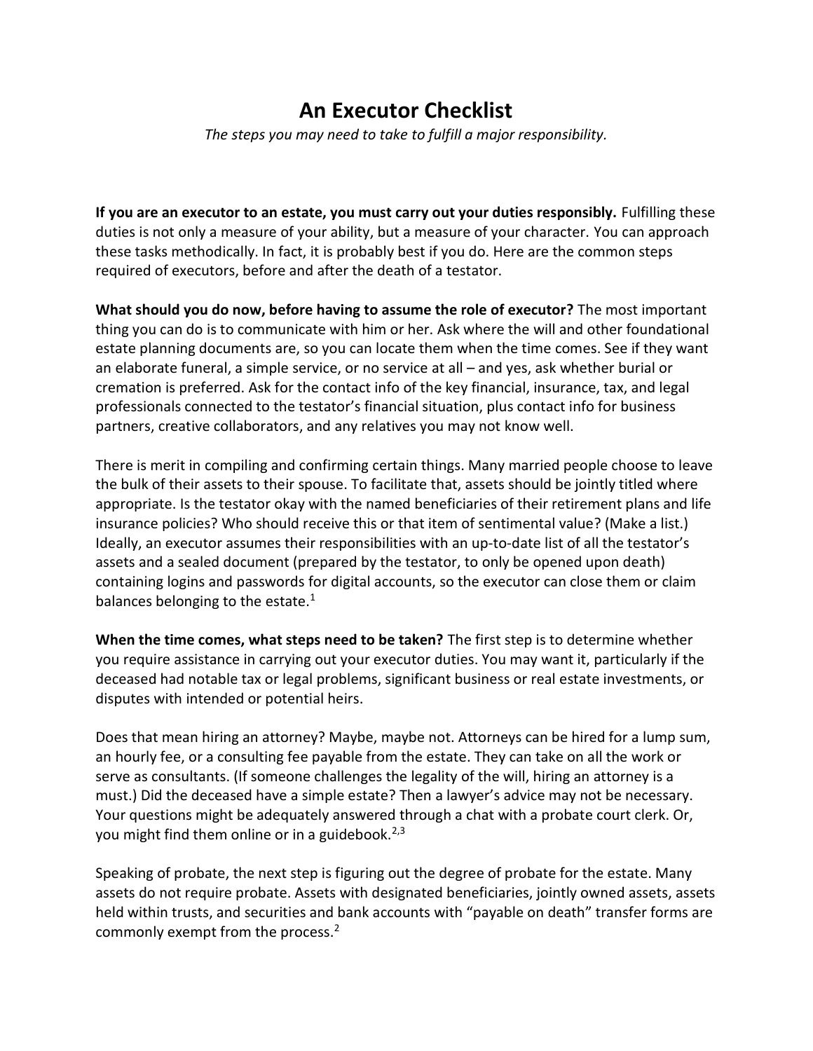# An Executor Checklist

*The steps you may need to take to fulfill a major responsibility.*

**If you are an executor to an estate, you must carry out your duties responsibly.** Fulfilling these duties is not only a measure of your ability, but a measure of your character. You can approach these tasks methodically. In fact, it is probably best if you do. Here are the common steps required of executors, before and after the death of a testator.

**What should you do now, before having to assume the role of executor?** The most important thing you can do is to communicate with him or her. Ask where the will and other foundational estate planning documents are, so you can locate them when the time comes. See if they want an elaborate funeral, a simple service, or no service at all – and yes, ask whether burial or cremation is preferred. Ask for the contact info of the key financial, insurance, tax, and legal professionals connected to the testator's financial situation, plus contact info for business partners, creative collaborators, and any relatives you may not know well.

There is merit in compiling and confirming certain things. Many married people choose to leave the bulk of their assets to their spouse. To facilitate that, assets should be jointly titled where appropriate. Is the testator okay with the named beneficiaries of their retirement plans and life insurance policies? Who should receive this or that item of sentimental value? (Make a list.) Ideally, an executor assumes their responsibilities with an up-to-date list of all the testator's assets and a sealed document (prepared by the testator, to only be opened upon death) containing logins and passwords for digital accounts, so the executor can close them or claim balances belonging to the estate.[1]

**When the time comes, what steps need to be taken?** The first step is to determine whether you require assistance in carrying out your executor duties. You may want it, particularly if the deceased had notable tax or legal problems, significant business or real estate investments, or disputes with intended or potential heirs.

Does that mean hiring an attorney? Maybe, maybe not. Attorneys can be hired for a lump sum, an hourly fee, or a consulting fee payable from the estate. They can take on all the work or serve as consultants. (If someone challenges the legality of the will, hiring an attorney is a must.) Did the deceased have a simple estate? Then a lawyer's advice may not be necessary. Your questions might be adequately answered through a chat with a probate court clerk. Or, you might find them online or in a guidebook.[2,3]

Speaking of probate, the next step is figuring out the degree of probate for the estate. Many assets do not require probate. Assets with designated beneficiaries, jointly owned assets, assets held within trusts, and securities and bank accounts with "payable on death" transfer forms are commonly exempt from the process.[2]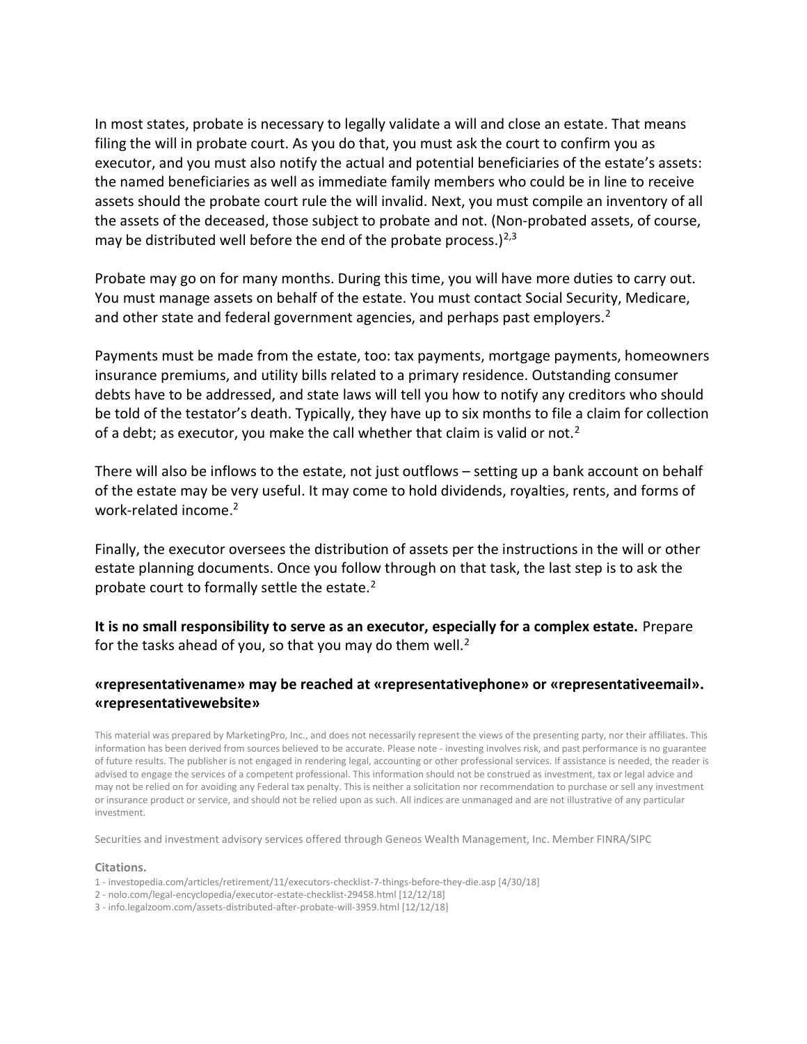In most states, probate is necessary to legally validate a will and close an estate. That means filing the will in probate court. As you do that, you must ask the court to confirm you as executor, and you must also notify the actual and potential beneficiaries of the estate's assets: the named beneficiaries as well as immediate family members who could be in line to receive assets should the probate court rule the will invalid. Next, you must compile an inventory of all the assets of the deceased, those subject to probate and not. (Non-probated assets, of course, may be distributed well before the end of the probate process.)[2,3]

Probate may go on for many months. During this time, you will have more duties to carry out. You must manage assets on behalf of the estate. You must contact Social Security, Medicare, and other state and federal government agencies, and perhaps past employers.[2]

Payments must be made from the estate, too: tax payments, mortgage payments, homeowners insurance premiums, and utility bills related to a primary residence. Outstanding consumer debts have to be addressed, and state laws will tell you how to notify any creditors who should be told of the testator's death. Typically, they have up to six months to file a claim for collection of a debt; as executor, you make the call whether that claim is valid or not.[2]

There will also be inflows to the estate, not just outflows – setting up a bank account on behalf of the estate may be very useful. It may come to hold dividends, royalties, rents, and forms of work-related income.[2]

Finally, the executor oversees the distribution of assets per the instructions in the will or other estate planning documents. Once you follow through on that task, the last step is to ask the probate court to formally settle the estate.[2]

**It is no small responsibility to serve as an executor, especially for a complex estate.** Prepare for the tasks ahead of you, so that you may do them well.[2]

**«representativename» may be reached at «representativephone» or «representativeemail». «representativewebsite»**

This material was prepared by MarketingPro, Inc., and does not necessarily represent the views of the presenting party, nor their affiliates. This information has been derived from sources believed to be accurate. Please note - investing involves risk, and past performance is no guarantee of future results. The publisher is not engaged in rendering legal, accounting or other professional services. If assistance is needed, the reader is advised to engage the services of a competent professional. This information should not be construed as investment, tax or legal advice and may not be relied on for avoiding any Federal tax penalty. This is neither a solicitation nor recommendation to purchase or sell any investment or insurance product or service, and should not be relied upon as such. All indices are unmanaged and are not illustrative of any particular investment.

Securities and investment advisory services offered through Geneos Wealth Management, Inc. Member FINRA/SIPC

**Citations.**

1 - investopedia.com/articles/retirement/11/executors-checklist-7-things-before-they-die.asp [4/30/18]
2 - nolo.com/legal-encyclopedia/executor-estate-checklist-29458.html [12/12/18]
3 - info.legalzoom.com/assets-distributed-after-probate-will-3959.html [12/12/18]